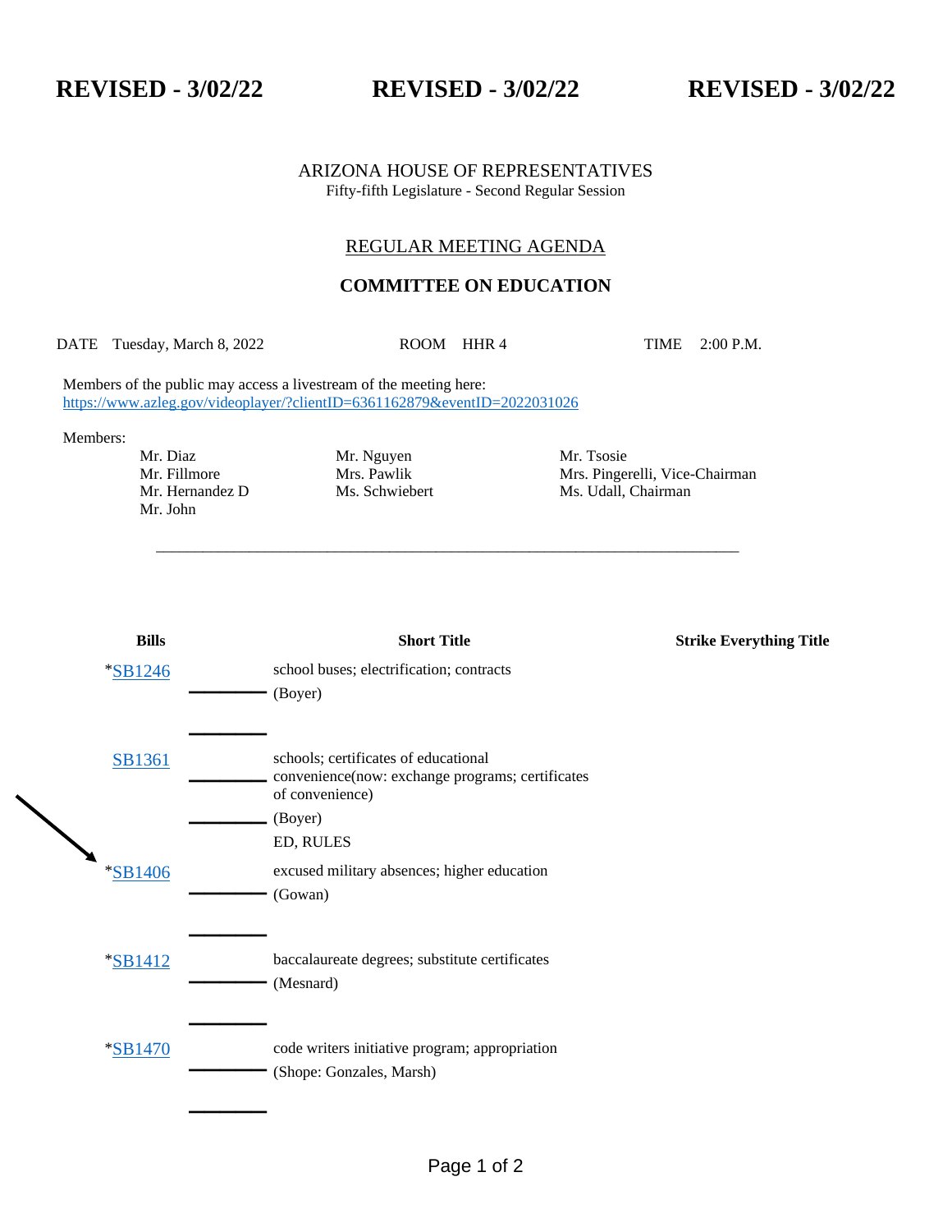**REVISED - 3/02/22** **REVISED - 3/02/22** **REVISED - 3/02/22**

ARIZONA HOUSE OF REPRESENTATIVES
Fifty-fifth Legislature - Second Regular Session

## REGULAR MEETING AGENDA

## COMMITTEE ON EDUCATION

DATE Tuesday, March 8, 2022 ROOM HHR 4 TIME 2:00 P.M.

Members of the public may access a livestream of the meeting here:
https://www.azleg.gov/videoplayer/?clientID=6361162879&eventID=2022031026

Members:

| | | |
|---|---|---|
| Mr. Diaz | Mr. Nguyen | Mr. Tsosie |
| Mr. Fillmore | Mrs. Pawlik | Mrs. Pingerelli, Vice-Chairman |
| Mr. Hernandez D | Ms. Schwiebert | Ms. Udall, Chairman |
| Mr. John | | |

---

| Bills | Short Title | Strike Everything Title |
|---|---|---|
| *SB1246 | school buses; electrification; contracts (Boyer) | |
| SB1361 | schools; certificates of educational convenience(now: exchange programs; certificates of convenience) (Boyer) ED, RULES | |
| *SB1406 | excused military absences; higher education (Gowan) | |
| *SB1412 | baccalaureate degrees; substitute certificates (Mesnard) | |
| *SB1470 | code writers initiative program; appropriation (Shope: Gonzales, Marsh) | |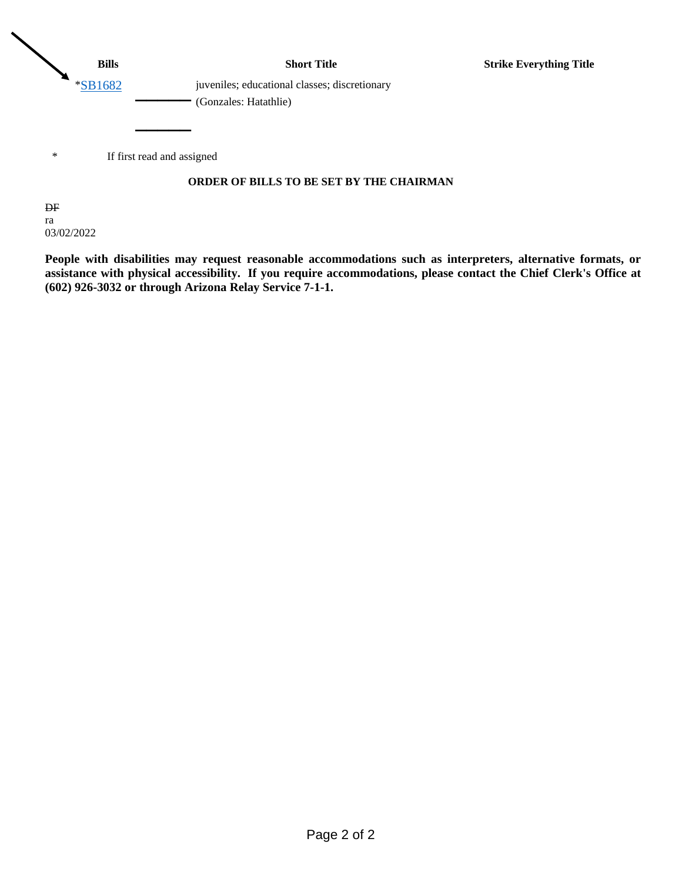| Bills | Short Title | Strike Everything Title |
| --- | --- | --- |
| *SB1682 | juveniles; educational classes; discretionary (Gonzales: Hatathlie) | |

\* If first read and assigned

**ORDER OF BILLS TO BE SET BY THE CHAIRMAN**

~~DF~~
ra
03/02/2022

**People with disabilities may request reasonable accommodations such as interpreters, alternative formats, or assistance with physical accessibility. If you require accommodations, please contact the Chief Clerk's Office at (602) 926-3032 or through Arizona Relay Service 7-1-1.**